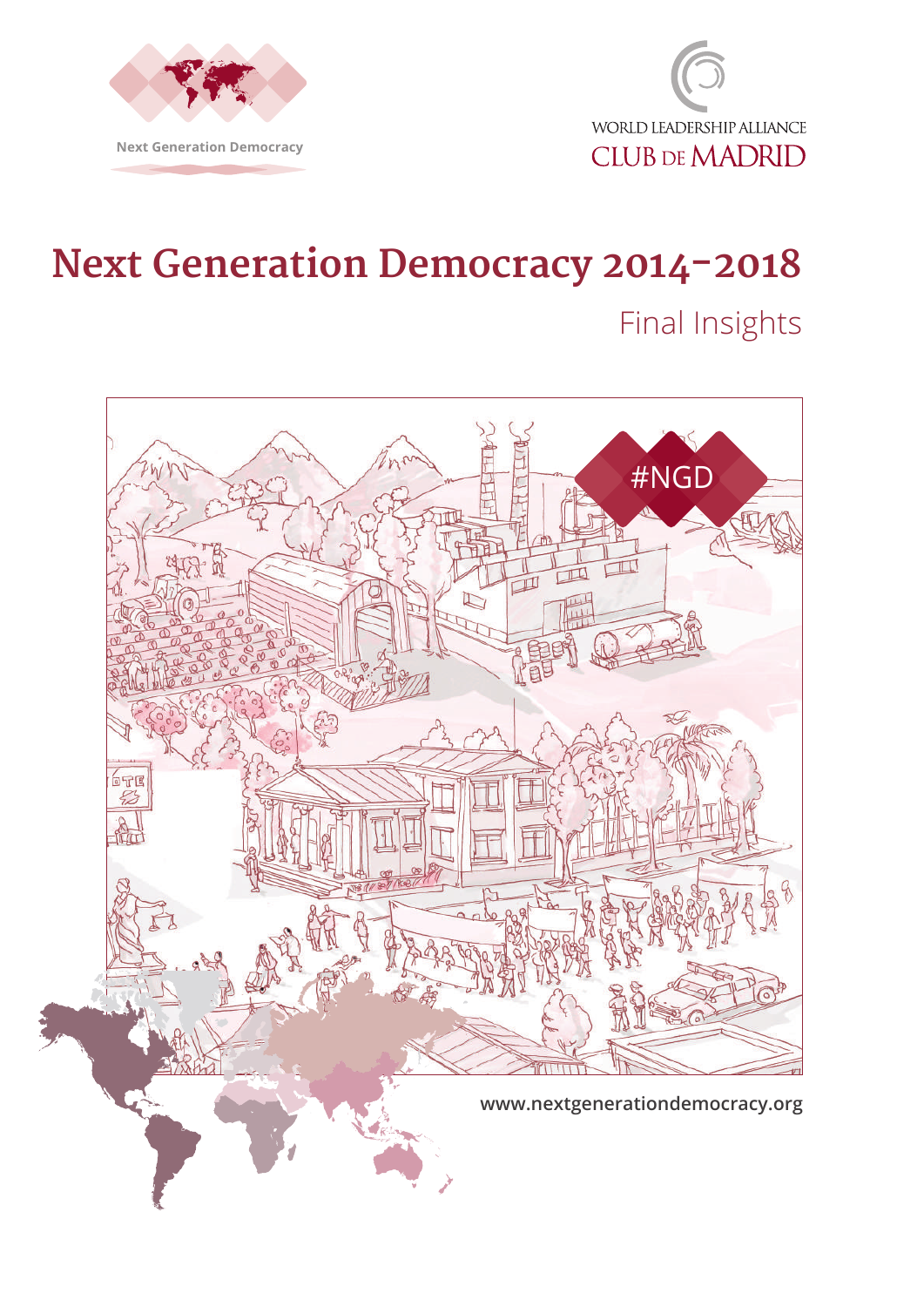Next Generation Democracy

WORLD LEADERSHIP ALLIANCE
CLUB DE MADRID

# Next Generation Democracy 2014-2018

## Final Insights

#NGD

www.nextgenerationdemocracy.org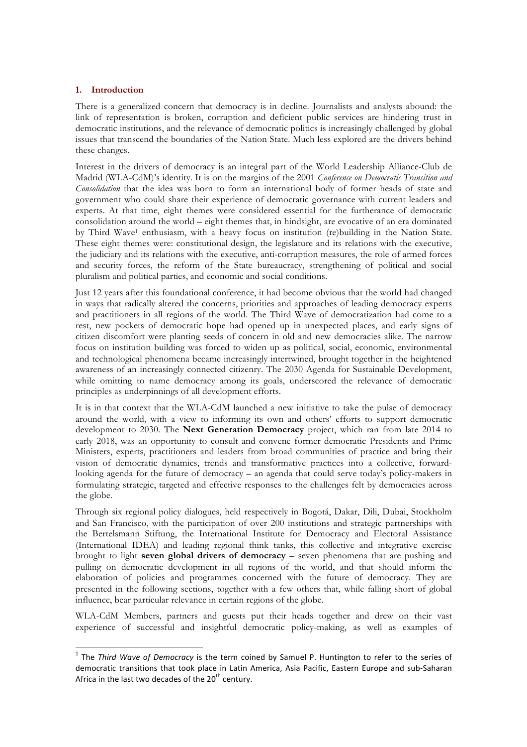## 1. Introduction

There is a generalized concern that democracy is in decline. Journalists and analysts abound: the link of representation is broken, corruption and deficient public services are hindering trust in democratic institutions, and the relevance of democratic politics is increasingly challenged by global issues that transcend the boundaries of the Nation State. Much less explored are the drivers behind these changes.

Interest in the drivers of democracy is an integral part of the World Leadership Alliance-Club de Madrid (WLA-CdM)'s identity. It is on the margins of the 2001 *Conference on Democratic Transition and Consolidation* that the idea was born to form an international body of former heads of state and government who could share their experience of democratic governance with current leaders and experts. At that time, eight themes were considered essential for the furtherance of democratic consolidation around the world – eight themes that, in hindsight, are evocative of an era dominated by Third Wave[1] enthusiasm, with a heavy focus on institution (re)building in the Nation State. These eight themes were: constitutional design, the legislature and its relations with the executive, the judiciary and its relations with the executive, anti-corruption measures, the role of armed forces and security forces, the reform of the State bureaucracy, strengthening of political and social pluralism and political parties, and economic and social conditions.

Just 12 years after this foundational conference, it had become obvious that the world had changed in ways that radically altered the concerns, priorities and approaches of leading democracy experts and practitioners in all regions of the world. The Third Wave of democratization had come to a rest, new pockets of democratic hope had opened up in unexpected places, and early signs of citizen discomfort were planting seeds of concern in old and new democracies alike. The narrow focus on institution building was forced to widen up as political, social, economic, environmental and technological phenomena became increasingly intertwined, brought together in the heightened awareness of an increasingly connected citizenry. The 2030 Agenda for Sustainable Development, while omitting to name democracy among its goals, underscored the relevance of democratic principles as underpinnings of all development efforts.

It is in that context that the WLA-CdM launched a new initiative to take the pulse of democracy around the world, with a view to informing its own and others' efforts to support democratic development to 2030. The **Next Generation Democracy** project, which ran from late 2014 to early 2018, was an opportunity to consult and convene former democratic Presidents and Prime Ministers, experts, practitioners and leaders from broad communities of practice and bring their vision of democratic dynamics, trends and transformative practices into a collective, forward-looking agenda for the future of democracy – an agenda that could serve today's policy-makers in formulating strategic, targeted and effective responses to the challenges felt by democracies across the globe.

Through six regional policy dialogues, held respectively in Bogotá, Dakar, Dili, Dubai, Stockholm and San Francisco, with the participation of over 200 institutions and strategic partnerships with the Bertelsmann Stiftung, the International Institute for Democracy and Electoral Assistance (International IDEA) and leading regional think tanks, this collective and integrative exercise brought to light **seven global drivers of democracy** – seven phenomena that are pushing and pulling on democratic development in all regions of the world, and that should inform the elaboration of policies and programmes concerned with the future of democracy. They are presented in the following sections, together with a few others that, while falling short of global influence, bear particular relevance in certain regions of the globe.

WLA-CdM Members, partners and guests put their heads together and drew on their vast experience of successful and insightful democratic policy-making, as well as examples of

---

[1] The *Third Wave of Democracy* is the term coined by Samuel P. Huntington to refer to the series of democratic transitions that took place in Latin America, Asia Pacific, Eastern Europe and sub-Saharan Africa in the last two decades of the 20th century.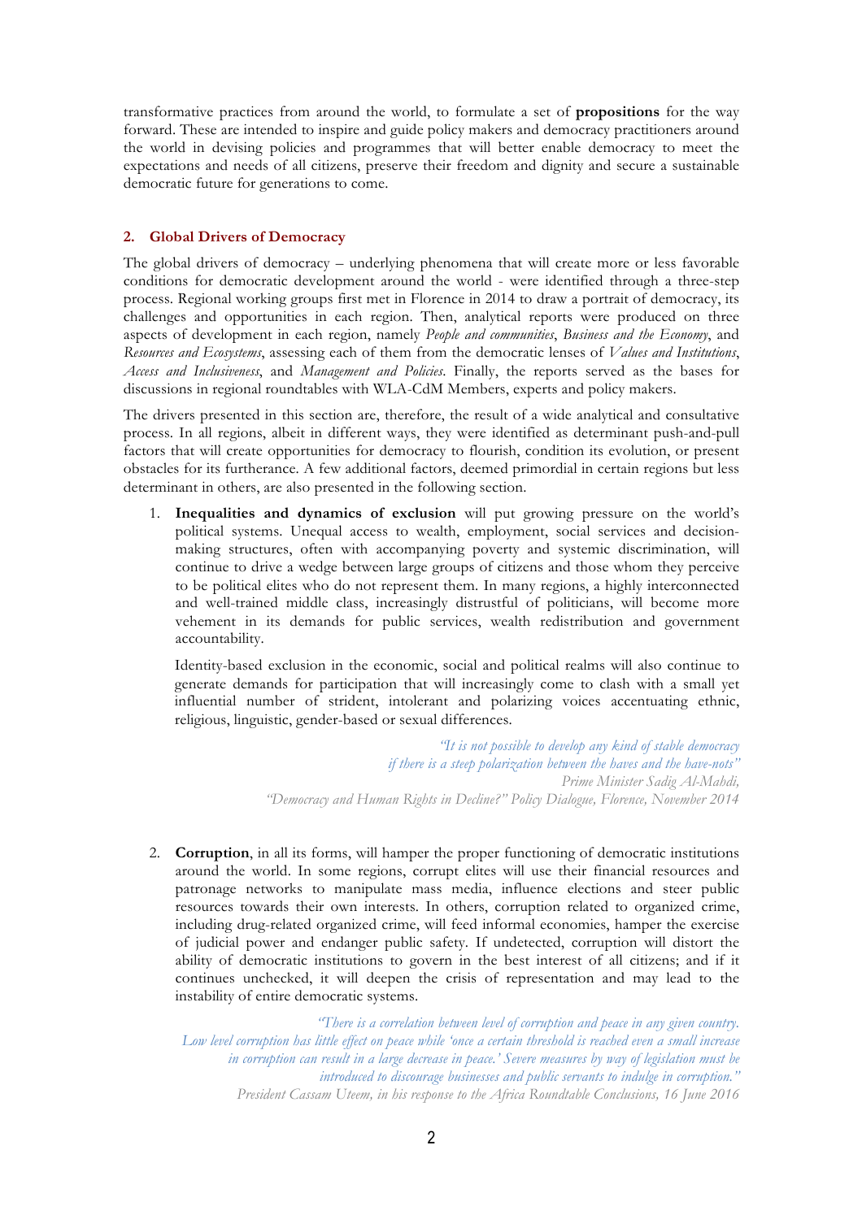transformative practices from around the world, to formulate a set of **propositions** for the way forward. These are intended to inspire and guide policy makers and democracy practitioners around the world in devising policies and programmes that will better enable democracy to meet the expectations and needs of all citizens, preserve their freedom and dignity and secure a sustainable democratic future for generations to come.

## 2. Global Drivers of Democracy

The global drivers of democracy – underlying phenomena that will create more or less favorable conditions for democratic development around the world - were identified through a three-step process. Regional working groups first met in Florence in 2014 to draw a portrait of democracy, its challenges and opportunities in each region. Then, analytical reports were produced on three aspects of development in each region, namely *People and communities*, *Business and the Economy*, and *Resources and Ecosystems*, assessing each of them from the democratic lenses of *Values and Institutions*, *Access and Inclusiveness*, and *Management and Policies*. Finally, the reports served as the bases for discussions in regional roundtables with WLA-CdM Members, experts and policy makers.

The drivers presented in this section are, therefore, the result of a wide analytical and consultative process. In all regions, albeit in different ways, they were identified as determinant push-and-pull factors that will create opportunities for democracy to flourish, condition its evolution, or present obstacles for its furtherance. A few additional factors, deemed primordial in certain regions but less determinant in others, are also presented in the following section.

1. **Inequalities and dynamics of exclusion** will put growing pressure on the world's political systems. Unequal access to wealth, employment, social services and decision-making structures, often with accompanying poverty and systemic discrimination, will continue to drive a wedge between large groups of citizens and those whom they perceive to be political elites who do not represent them. In many regions, a highly interconnected and well-trained middle class, increasingly distrustful of politicians, will become more vehement in its demands for public services, wealth redistribution and government accountability.

   Identity-based exclusion in the economic, social and political realms will also continue to generate demands for participation that will increasingly come to clash with a small yet influential number of strident, intolerant and polarizing voices accentuating ethnic, religious, linguistic, gender-based or sexual differences.

> *"It is not possible to develop any kind of stable democracy if there is a steep polarization between the haves and the have-nots"*
> *Prime Minister Sadig Al-Mahdi, "Democracy and Human Rights in Decline?" Policy Dialogue, Florence, November 2014*

2. **Corruption**, in all its forms, will hamper the proper functioning of democratic institutions around the world. In some regions, corrupt elites will use their financial resources and patronage networks to manipulate mass media, influence elections and steer public resources towards their own interests. In others, corruption related to organized crime, including drug-related organized crime, will feed informal economies, hamper the exercise of judicial power and endanger public safety. If undetected, corruption will distort the ability of democratic institutions to govern in the best interest of all citizens; and if it continues unchecked, it will deepen the crisis of representation and may lead to the instability of entire democratic systems.

> *"There is a correlation between level of corruption and peace in any given country. Low level corruption has little effect on peace while 'once a certain threshold is reached even a small increase in corruption can result in a large decrease in peace.' Severe measures by way of legislation must be introduced to discourage businesses and public servants to indulge in corruption."*
> *President Cassam Uteem, in his response to the Africa Roundtable Conclusions, 16 June 2016*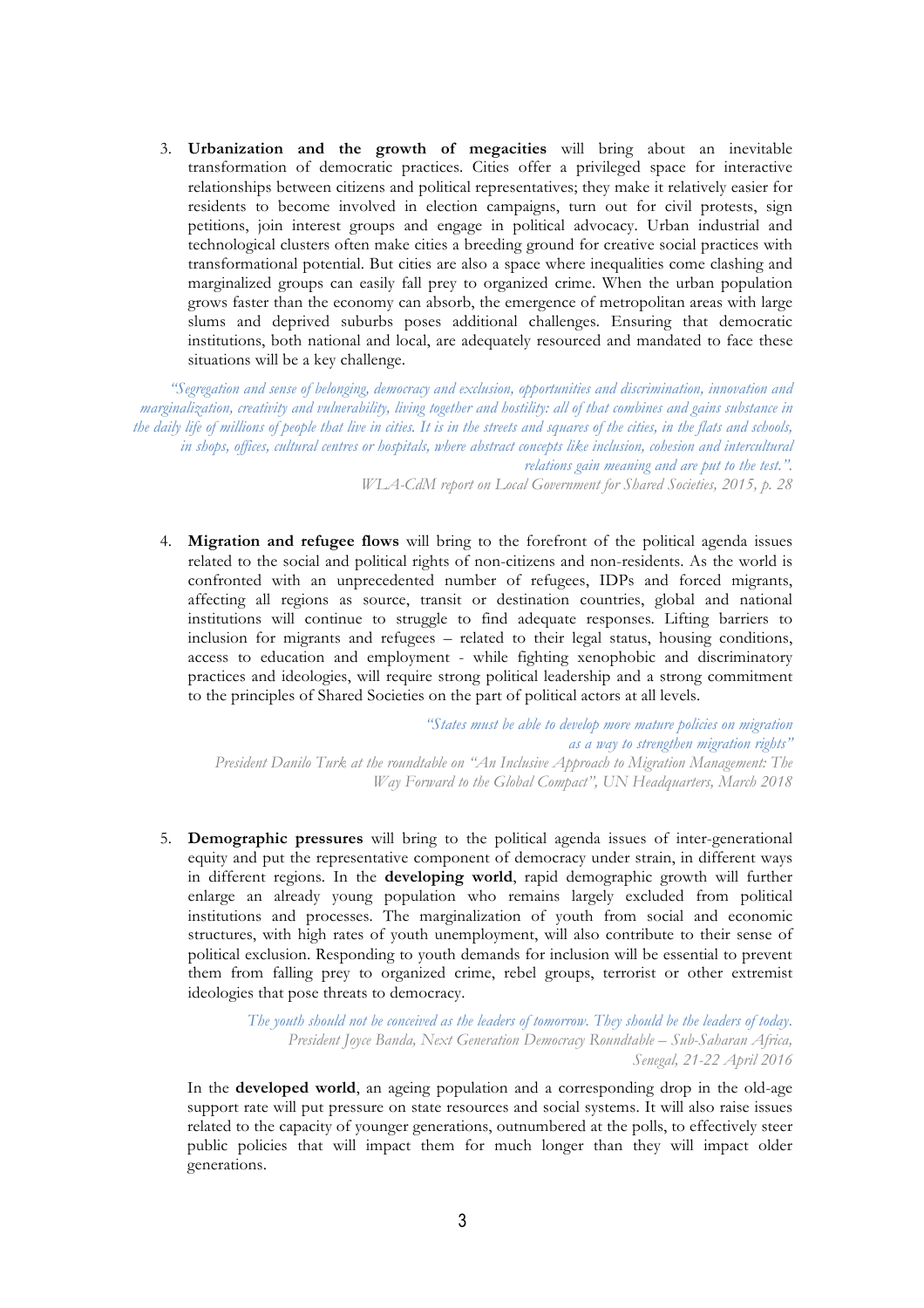3. **Urbanization and the growth of megacities** will bring about an inevitable transformation of democratic practices. Cities offer a privileged space for interactive relationships between citizens and political representatives; they make it relatively easier for residents to become involved in election campaigns, turn out for civil protests, sign petitions, join interest groups and engage in political advocacy. Urban industrial and technological clusters often make cities a breeding ground for creative social practices with transformational potential. But cities are also a space where inequalities come clashing and marginalized groups can easily fall prey to organized crime. When the urban population grows faster than the economy can absorb, the emergence of metropolitan areas with large slums and deprived suburbs poses additional challenges. Ensuring that democratic institutions, both national and local, are adequately resourced and mandated to face these situations will be a key challenge.

> *"Segregation and sense of belonging, democracy and exclusion, opportunities and discrimination, innovation and marginalization, creativity and vulnerability, living together and hostility: all of that combines and gains substance in the daily life of millions of people that live in cities. It is in the streets and squares of the cities, in the flats and schools, in shops, offices, cultural centres or hospitals, where abstract concepts like inclusion, cohesion and intercultural relations gain meaning and are put to the test.".*
>
> *WLA-CdM report on Local Government for Shared Societies, 2015, p. 28*

4. **Migration and refugee flows** will bring to the forefront of the political agenda issues related to the social and political rights of non-citizens and non-residents. As the world is confronted with an unprecedented number of refugees, IDPs and forced migrants, affecting all regions as source, transit or destination countries, global and national institutions will continue to struggle to find adequate responses. Lifting barriers to inclusion for migrants and refugees – related to their legal status, housing conditions, access to education and employment - while fighting xenophobic and discriminatory practices and ideologies, will require strong political leadership and a strong commitment to the principles of Shared Societies on the part of political actors at all levels.

> *"States must be able to develop more mature policies on migration as a way to strengthen migration rights"*
>
> *President Danilo Turk at the roundtable on "An Inclusive Approach to Migration Management: The Way Forward to the Global Compact", UN Headquarters, March 2018*

5. **Demographic pressures** will bring to the political agenda issues of inter-generational equity and put the representative component of democracy under strain, in different ways in different regions. In the **developing world**, rapid demographic growth will further enlarge an already young population who remains largely excluded from political institutions and processes. The marginalization of youth from social and economic structures, with high rates of youth unemployment, will also contribute to their sense of political exclusion. Responding to youth demands for inclusion will be essential to prevent them from falling prey to organized crime, rebel groups, terrorist or other extremist ideologies that pose threats to democracy.

> *The youth should not be conceived as the leaders of tomorrow. They should be the leaders of today.*
>
> *President Joyce Banda, Next Generation Democracy Roundtable – Sub-Saharan Africa, Senegal, 21-22 April 2016*

In the **developed world**, an ageing population and a corresponding drop in the old-age support rate will put pressure on state resources and social systems. It will also raise issues related to the capacity of younger generations, outnumbered at the polls, to effectively steer public policies that will impact them for much longer than they will impact older generations.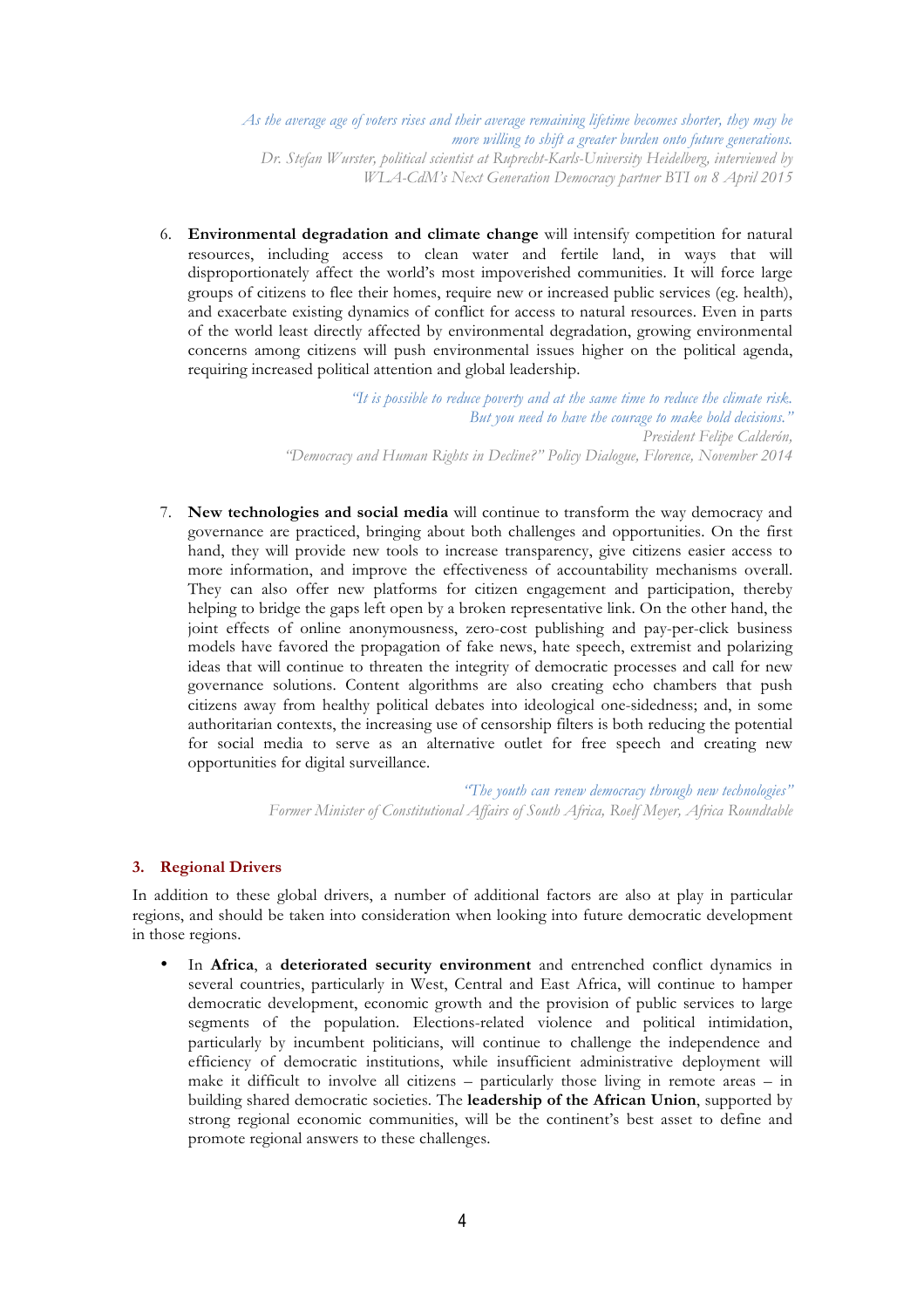*As the average age of voters rises and their average remaining lifetime becomes shorter, they may be more willing to shift a greater burden onto future generations.*
*Dr. Stefan Wurster, political scientist at Ruprecht-Karls-University Heidelberg, interviewed by WLA-CdM's Next Generation Democracy partner BTI on 8 April 2015*

6. **Environmental degradation and climate change** will intensify competition for natural resources, including access to clean water and fertile land, in ways that will disproportionately affect the world's most impoverished communities. It will force large groups of citizens to flee their homes, require new or increased public services (eg. health), and exacerbate existing dynamics of conflict for access to natural resources. Even in parts of the world least directly affected by environmental degradation, growing environmental concerns among citizens will push environmental issues higher on the political agenda, requiring increased political attention and global leadership.

*"It is possible to reduce poverty and at the same time to reduce the climate risk. But you need to have the courage to make bold decisions."*
*President Felipe Calderón, "Democracy and Human Rights in Decline?" Policy Dialogue, Florence, November 2014*

7. **New technologies and social media** will continue to transform the way democracy and governance are practiced, bringing about both challenges and opportunities. On the first hand, they will provide new tools to increase transparency, give citizens easier access to more information, and improve the effectiveness of accountability mechanisms overall. They can also offer new platforms for citizen engagement and participation, thereby helping to bridge the gaps left open by a broken representative link. On the other hand, the joint effects of online anonymousness, zero-cost publishing and pay-per-click business models have favored the propagation of fake news, hate speech, extremist and polarizing ideas that will continue to threaten the integrity of democratic processes and call for new governance solutions. Content algorithms are also creating echo chambers that push citizens away from healthy political debates into ideological one-sidedness; and, in some authoritarian contexts, the increasing use of censorship filters is both reducing the potential for social media to serve as an alternative outlet for free speech and creating new opportunities for digital surveillance.

*"The youth can renew democracy through new technologies"*
*Former Minister of Constitutional Affairs of South Africa, Roelf Meyer, Africa Roundtable*

## 3. Regional Drivers

In addition to these global drivers, a number of additional factors are also at play in particular regions, and should be taken into consideration when looking into future democratic development in those regions.

- In **Africa**, a **deteriorated security environment** and entrenched conflict dynamics in several countries, particularly in West, Central and East Africa, will continue to hamper democratic development, economic growth and the provision of public services to large segments of the population. Elections-related violence and political intimidation, particularly by incumbent politicians, will continue to challenge the independence and efficiency of democratic institutions, while insufficient administrative deployment will make it difficult to involve all citizens – particularly those living in remote areas – in building shared democratic societies. The **leadership of the African Union**, supported by strong regional economic communities, will be the continent's best asset to define and promote regional answers to these challenges.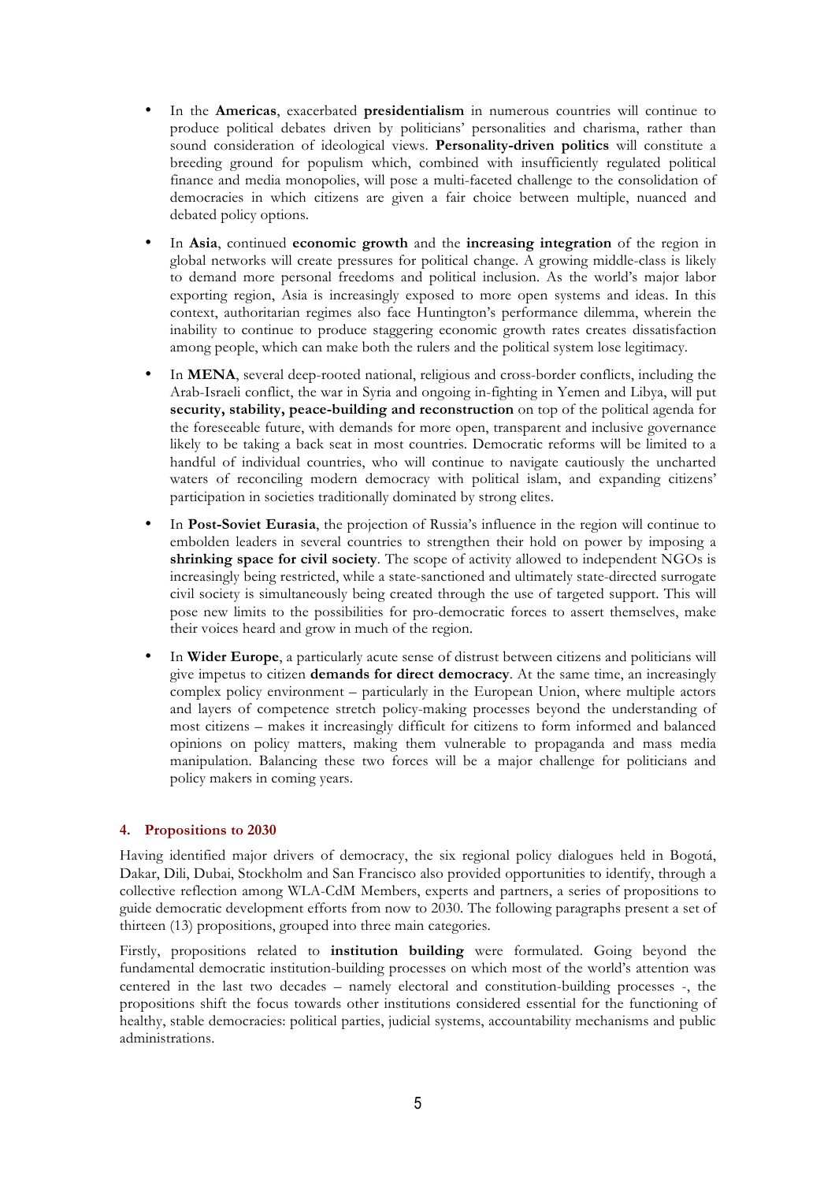- In the **Americas**, exacerbated **presidentialism** in numerous countries will continue to produce political debates driven by politicians' personalities and charisma, rather than sound consideration of ideological views. **Personality-driven politics** will constitute a breeding ground for populism which, combined with insufficiently regulated political finance and media monopolies, will pose a multi-faceted challenge to the consolidation of democracies in which citizens are given a fair choice between multiple, nuanced and debated policy options.

- In **Asia**, continued **economic growth** and the **increasing integration** of the region in global networks will create pressures for political change. A growing middle-class is likely to demand more personal freedoms and political inclusion. As the world's major labor exporting region, Asia is increasingly exposed to more open systems and ideas. In this context, authoritarian regimes also face Huntington's performance dilemma, wherein the inability to continue to produce staggering economic growth rates creates dissatisfaction among people, which can make both the rulers and the political system lose legitimacy.

- In **MENA**, several deep-rooted national, religious and cross-border conflicts, including the Arab-Israeli conflict, the war in Syria and ongoing in-fighting in Yemen and Libya, will put **security, stability, peace-building and reconstruction** on top of the political agenda for the foreseeable future, with demands for more open, transparent and inclusive governance likely to be taking a back seat in most countries. Democratic reforms will be limited to a handful of individual countries, who will continue to navigate cautiously the uncharted waters of reconciling modern democracy with political islam, and expanding citizens' participation in societies traditionally dominated by strong elites.

- In **Post-Soviet Eurasia**, the projection of Russia's influence in the region will continue to embolden leaders in several countries to strengthen their hold on power by imposing a **shrinking space for civil society**. The scope of activity allowed to independent NGOs is increasingly being restricted, while a state-sanctioned and ultimately state-directed surrogate civil society is simultaneously being created through the use of targeted support. This will pose new limits to the possibilities for pro-democratic forces to assert themselves, make their voices heard and grow in much of the region.

- In **Wider Europe**, a particularly acute sense of distrust between citizens and politicians will give impetus to citizen **demands for direct democracy**. At the same time, an increasingly complex policy environment – particularly in the European Union, where multiple actors and layers of competence stretch policy-making processes beyond the understanding of most citizens – makes it increasingly difficult for citizens to form informed and balanced opinions on policy matters, making them vulnerable to propaganda and mass media manipulation. Balancing these two forces will be a major challenge for politicians and policy makers in coming years.

### 4. Propositions to 2030

Having identified major drivers of democracy, the six regional policy dialogues held in Bogotá, Dakar, Dili, Dubai, Stockholm and San Francisco also provided opportunities to identify, through a collective reflection among WLA-CdM Members, experts and partners, a series of propositions to guide democratic development efforts from now to 2030. The following paragraphs present a set of thirteen (13) propositions, grouped into three main categories.

Firstly, propositions related to **institution building** were formulated. Going beyond the fundamental democratic institution-building processes on which most of the world's attention was centered in the last two decades – namely electoral and constitution-building processes -, the propositions shift the focus towards other institutions considered essential for the functioning of healthy, stable democracies: political parties, judicial systems, accountability mechanisms and public administrations.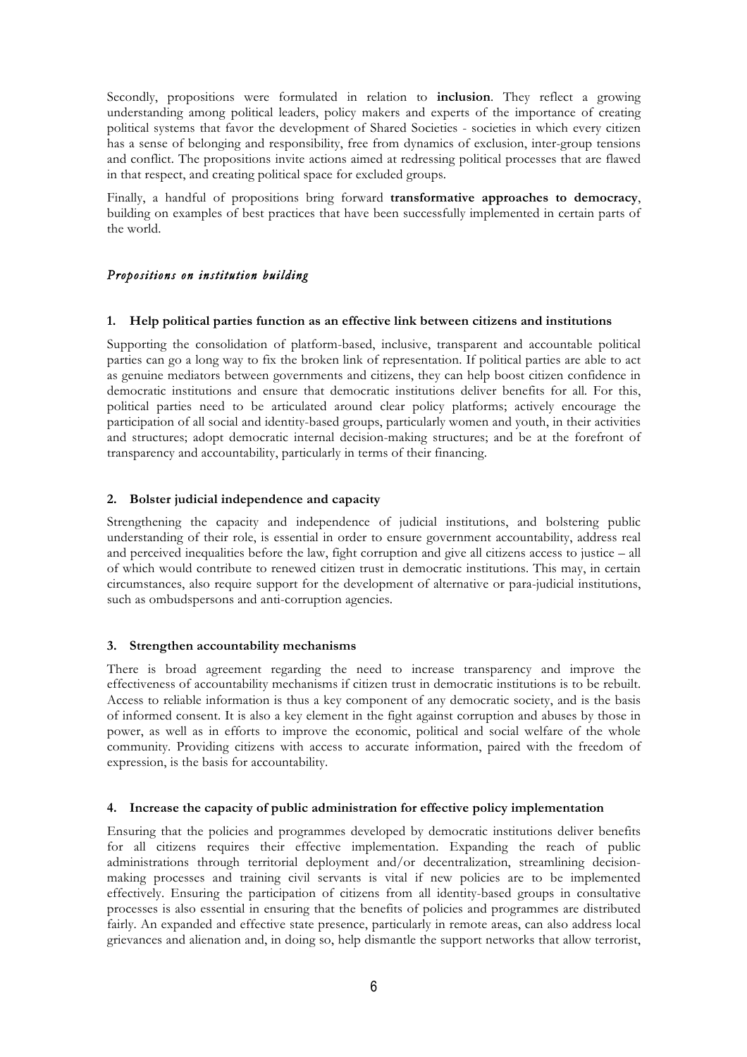Secondly, propositions were formulated in relation to **inclusion**. They reflect a growing understanding among political leaders, policy makers and experts of the importance of creating political systems that favor the development of Shared Societies - societies in which every citizen has a sense of belonging and responsibility, free from dynamics of exclusion, inter-group tensions and conflict. The propositions invite actions aimed at redressing political processes that are flawed in that respect, and creating political space for excluded groups.

Finally, a handful of propositions bring forward **transformative approaches to democracy**, building on examples of best practices that have been successfully implemented in certain parts of the world.

### *Propositions on institution building*

#### 1. Help political parties function as an effective link between citizens and institutions

Supporting the consolidation of platform-based, inclusive, transparent and accountable political parties can go a long way to fix the broken link of representation. If political parties are able to act as genuine mediators between governments and citizens, they can help boost citizen confidence in democratic institutions and ensure that democratic institutions deliver benefits for all. For this, political parties need to be articulated around clear policy platforms; actively encourage the participation of all social and identity-based groups, particularly women and youth, in their activities and structures; adopt democratic internal decision-making structures; and be at the forefront of transparency and accountability, particularly in terms of their financing.

#### 2. Bolster judicial independence and capacity

Strengthening the capacity and independence of judicial institutions, and bolstering public understanding of their role, is essential in order to ensure government accountability, address real and perceived inequalities before the law, fight corruption and give all citizens access to justice – all of which would contribute to renewed citizen trust in democratic institutions. This may, in certain circumstances, also require support for the development of alternative or para-judicial institutions, such as ombudspersons and anti-corruption agencies.

#### 3. Strengthen accountability mechanisms

There is broad agreement regarding the need to increase transparency and improve the effectiveness of accountability mechanisms if citizen trust in democratic institutions is to be rebuilt. Access to reliable information is thus a key component of any democratic society, and is the basis of informed consent. It is also a key element in the fight against corruption and abuses by those in power, as well as in efforts to improve the economic, political and social welfare of the whole community. Providing citizens with access to accurate information, paired with the freedom of expression, is the basis for accountability.

#### 4. Increase the capacity of public administration for effective policy implementation

Ensuring that the policies and programmes developed by democratic institutions deliver benefits for all citizens requires their effective implementation. Expanding the reach of public administrations through territorial deployment and/or decentralization, streamlining decision-making processes and training civil servants is vital if new policies are to be implemented effectively. Ensuring the participation of citizens from all identity-based groups in consultative processes is also essential in ensuring that the benefits of policies and programmes are distributed fairly. An expanded and effective state presence, particularly in remote areas, can also address local grievances and alienation and, in doing so, help dismantle the support networks that allow terrorist,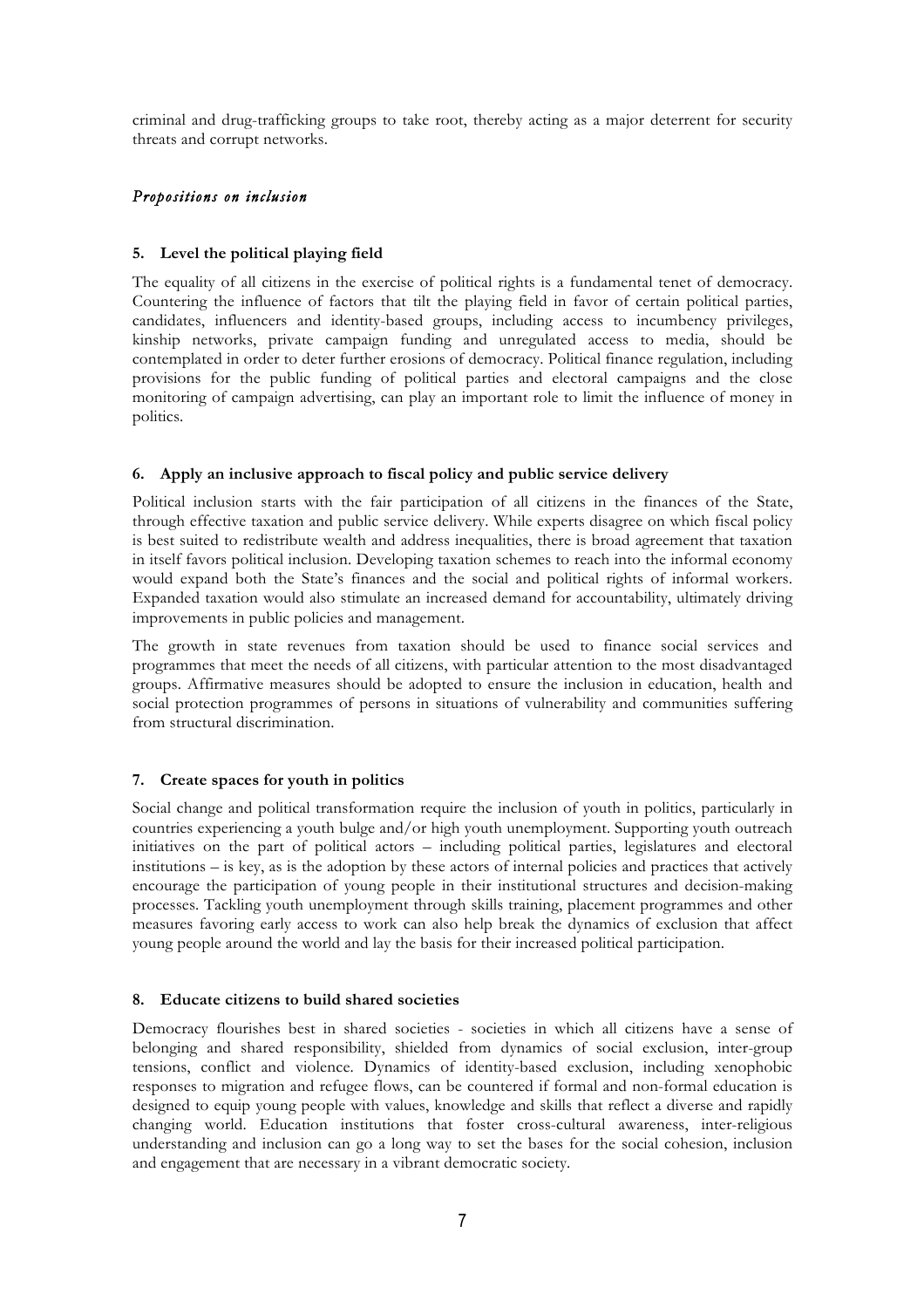criminal and drug-trafficking groups to take root, thereby acting as a major deterrent for security threats and corrupt networks.

### *Propositions on inclusion*

#### 5. Level the political playing field

The equality of all citizens in the exercise of political rights is a fundamental tenet of democracy. Countering the influence of factors that tilt the playing field in favor of certain political parties, candidates, influencers and identity-based groups, including access to incumbency privileges, kinship networks, private campaign funding and unregulated access to media, should be contemplated in order to deter further erosions of democracy. Political finance regulation, including provisions for the public funding of political parties and electoral campaigns and the close monitoring of campaign advertising, can play an important role to limit the influence of money in politics.

#### 6. Apply an inclusive approach to fiscal policy and public service delivery

Political inclusion starts with the fair participation of all citizens in the finances of the State, through effective taxation and public service delivery. While experts disagree on which fiscal policy is best suited to redistribute wealth and address inequalities, there is broad agreement that taxation in itself favors political inclusion. Developing taxation schemes to reach into the informal economy would expand both the State's finances and the social and political rights of informal workers. Expanded taxation would also stimulate an increased demand for accountability, ultimately driving improvements in public policies and management.

The growth in state revenues from taxation should be used to finance social services and programmes that meet the needs of all citizens, with particular attention to the most disadvantaged groups. Affirmative measures should be adopted to ensure the inclusion in education, health and social protection programmes of persons in situations of vulnerability and communities suffering from structural discrimination.

#### 7. Create spaces for youth in politics

Social change and political transformation require the inclusion of youth in politics, particularly in countries experiencing a youth bulge and/or high youth unemployment. Supporting youth outreach initiatives on the part of political actors – including political parties, legislatures and electoral institutions – is key, as is the adoption by these actors of internal policies and practices that actively encourage the participation of young people in their institutional structures and decision-making processes. Tackling youth unemployment through skills training, placement programmes and other measures favoring early access to work can also help break the dynamics of exclusion that affect young people around the world and lay the basis for their increased political participation.

#### 8. Educate citizens to build shared societies

Democracy flourishes best in shared societies - societies in which all citizens have a sense of belonging and shared responsibility, shielded from dynamics of social exclusion, inter-group tensions, conflict and violence. Dynamics of identity-based exclusion, including xenophobic responses to migration and refugee flows, can be countered if formal and non-formal education is designed to equip young people with values, knowledge and skills that reflect a diverse and rapidly changing world. Education institutions that foster cross-cultural awareness, inter-religious understanding and inclusion can go a long way to set the bases for the social cohesion, inclusion and engagement that are necessary in a vibrant democratic society.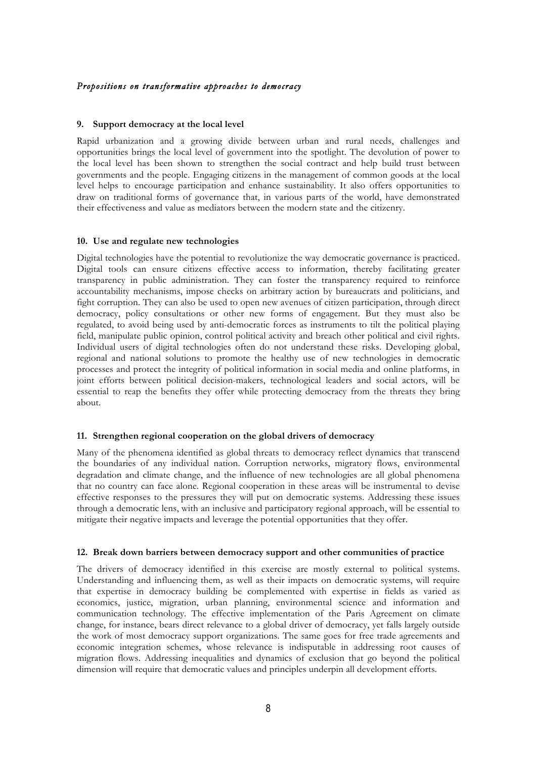*Propositions on transformative approaches to democracy*

### 9. Support democracy at the local level

Rapid urbanization and a growing divide between urban and rural needs, challenges and opportunities brings the local level of government into the spotlight. The devolution of power to the local level has been shown to strengthen the social contract and help build trust between governments and the people. Engaging citizens in the management of common goods at the local level helps to encourage participation and enhance sustainability. It also offers opportunities to draw on traditional forms of governance that, in various parts of the world, have demonstrated their effectiveness and value as mediators between the modern state and the citizenry.

### 10. Use and regulate new technologies

Digital technologies have the potential to revolutionize the way democratic governance is practiced. Digital tools can ensure citizens effective access to information, thereby facilitating greater transparency in public administration. They can foster the transparency required to reinforce accountability mechanisms, impose checks on arbitrary action by bureaucrats and politicians, and fight corruption. They can also be used to open new avenues of citizen participation, through direct democracy, policy consultations or other new forms of engagement. But they must also be regulated, to avoid being used by anti-democratic forces as instruments to tilt the political playing field, manipulate public opinion, control political activity and breach other political and civil rights. Individual users of digital technologies often do not understand these risks. Developing global, regional and national solutions to promote the healthy use of new technologies in democratic processes and protect the integrity of political information in social media and online platforms, in joint efforts between political decision-makers, technological leaders and social actors, will be essential to reap the benefits they offer while protecting democracy from the threats they bring about.

### 11. Strengthen regional cooperation on the global drivers of democracy

Many of the phenomena identified as global threats to democracy reflect dynamics that transcend the boundaries of any individual nation. Corruption networks, migratory flows, environmental degradation and climate change, and the influence of new technologies are all global phenomena that no country can face alone. Regional cooperation in these areas will be instrumental to devise effective responses to the pressures they will put on democratic systems. Addressing these issues through a democratic lens, with an inclusive and participatory regional approach, will be essential to mitigate their negative impacts and leverage the potential opportunities that they offer.

### 12. Break down barriers between democracy support and other communities of practice

The drivers of democracy identified in this exercise are mostly external to political systems. Understanding and influencing them, as well as their impacts on democratic systems, will require that expertise in democracy building be complemented with expertise in fields as varied as economics, justice, migration, urban planning, environmental science and information and communication technology. The effective implementation of the Paris Agreement on climate change, for instance, bears direct relevance to a global driver of democracy, yet falls largely outside the work of most democracy support organizations. The same goes for free trade agreements and economic integration schemes, whose relevance is indisputable in addressing root causes of migration flows. Addressing inequalities and dynamics of exclusion that go beyond the political dimension will require that democratic values and principles underpin all development efforts.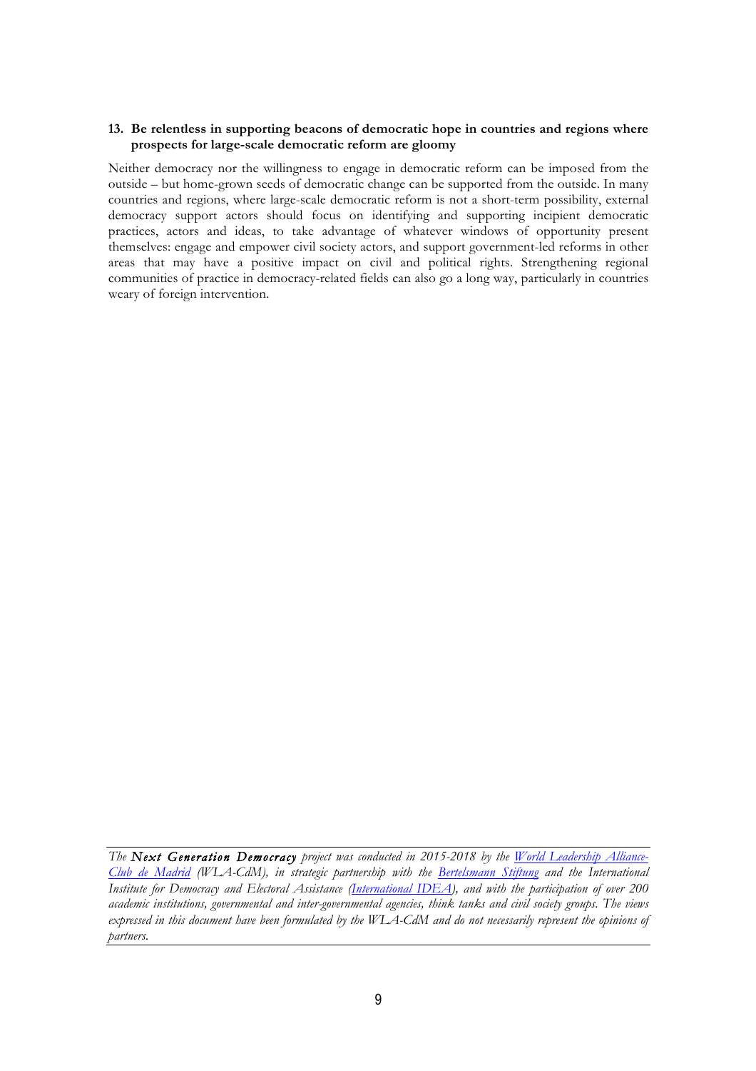**13. Be relentless in supporting beacons of democratic hope in countries and regions where prospects for large-scale democratic reform are gloomy**

Neither democracy nor the willingness to engage in democratic reform can be imposed from the outside – but home-grown seeds of democratic change can be supported from the outside. In many countries and regions, where large-scale democratic reform is not a short-term possibility, external democracy support actors should focus on identifying and supporting incipient democratic practices, actors and ideas, to take advantage of whatever windows of opportunity present themselves: engage and empower civil society actors, and support government-led reforms in other areas that may have a positive impact on civil and political rights. Strengthening regional communities of practice in democracy-related fields can also go a long way, particularly in countries weary of foreign intervention.

---

*The **Next Generation Democracy** project was conducted in 2015-2018 by the [World Leadership Alliance-Club de Madrid]() (WLA-CdM), in strategic partnership with the [Bertelsmann Stiftung]() and the International Institute for Democracy and Electoral Assistance ([International IDEA]()), and with the participation of over 200 academic institutions, governmental and inter-governmental agencies, think tanks and civil society groups. The views expressed in this document have been formulated by the WLA-CdM and do not necessarily represent the opinions of partners.*